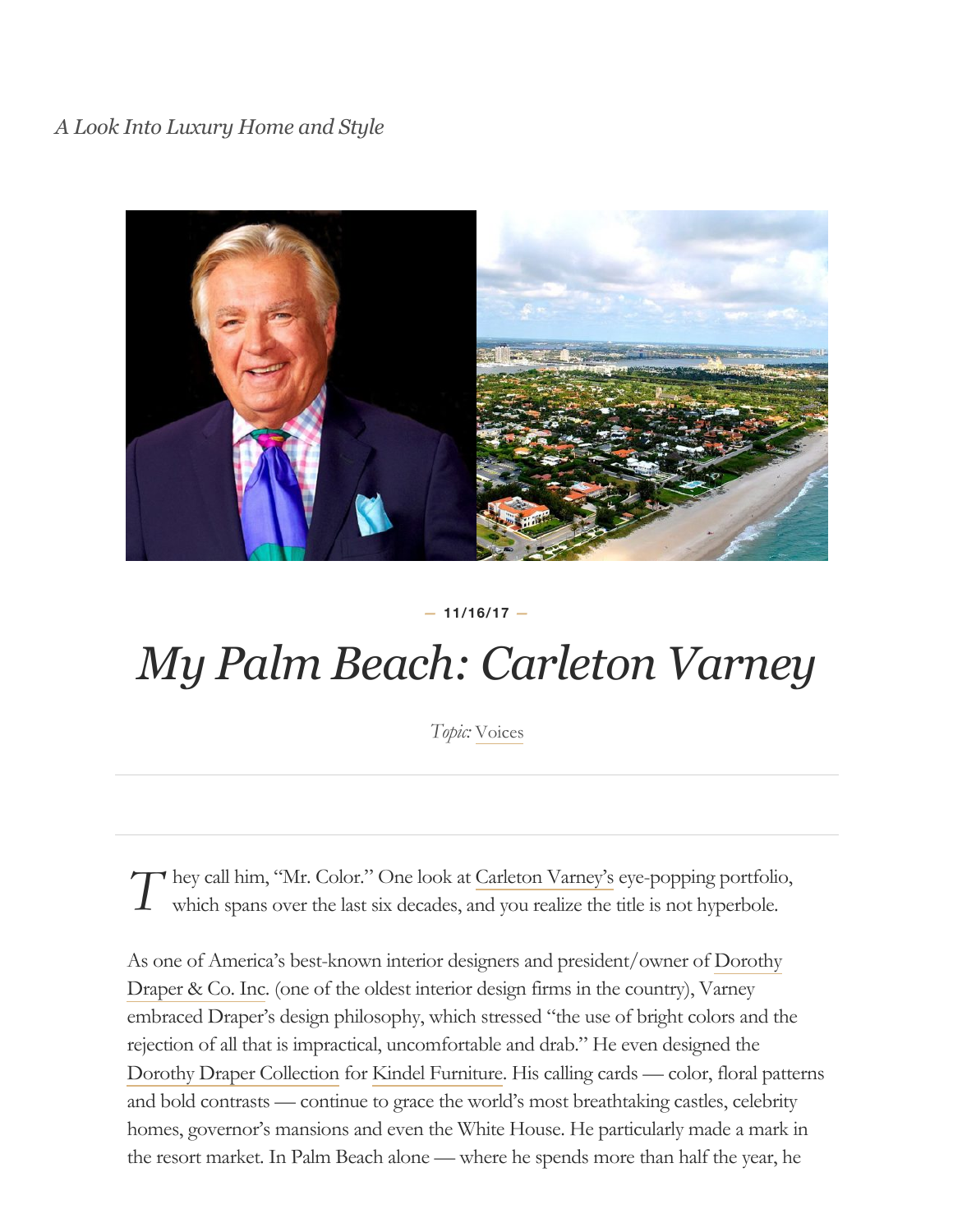*A Look Into Luxury Home and Style*

— 11/16/17 —

# *My Palm Beach: Carleton Varney*

*Topic:* Voices

They call him, "Mr. Color." One look at Carleton Varney's eye-popping portfolio, which spans over the last six decades, and you realize the title is not hyperbole.

As one of America's best-known interior designers and president/owner of Dorothy Draper & Co. Inc. (one of the oldest interior design firms in the country), Varney embraced Draper's design philosophy, which stressed "the use of bright colors and the rejection of all that is impractical, uncomfortable and drab." He even designed the Dorothy Draper Collection for Kindel Furniture. His calling cards — color, floral patterns and bold contrasts — continue to grace the world's most breathtaking castles, celebrity homes, governor's mansions and even the White House. He particularly made a mark in the resort market. In Palm Beach alone — where he spends more than half the year, he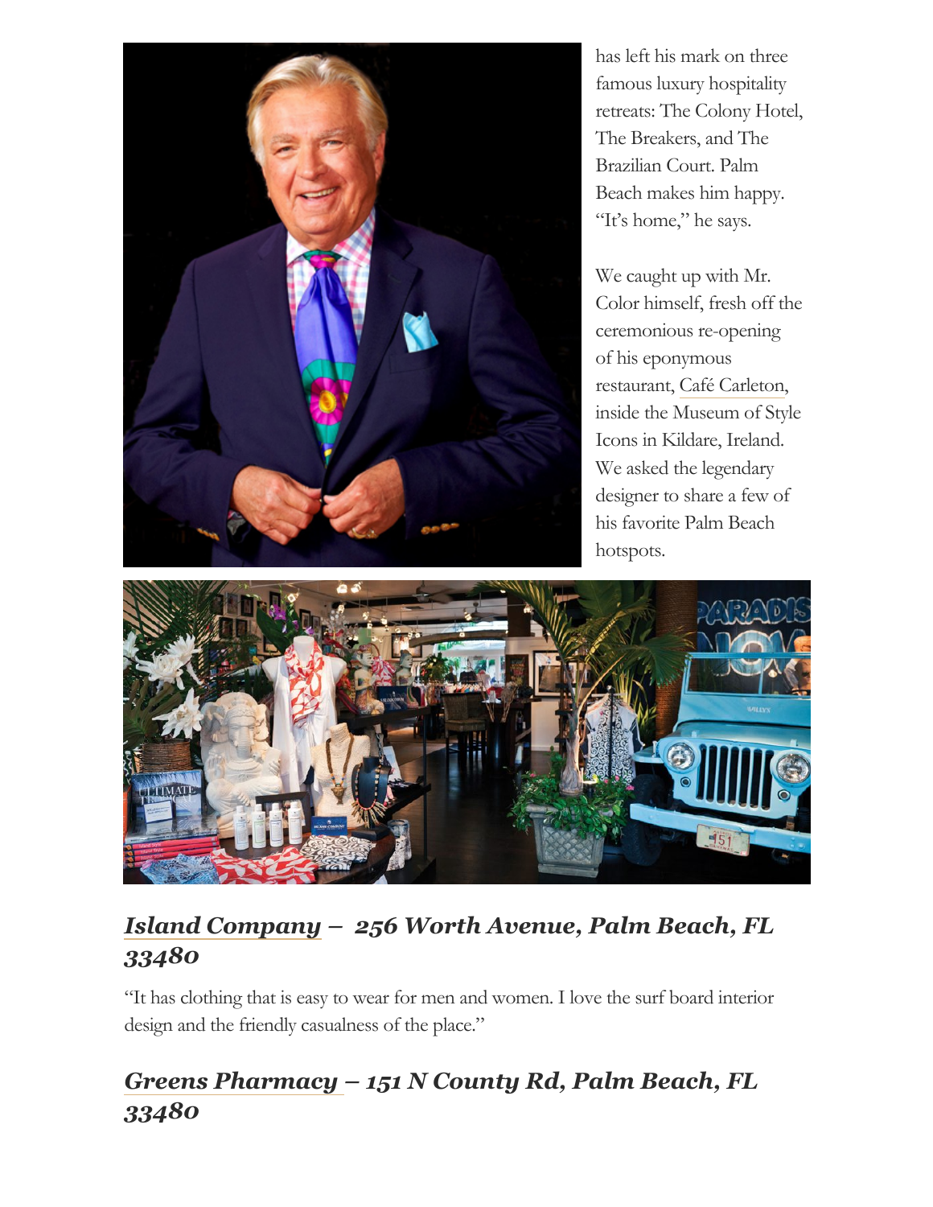has left his mark on three famous luxury hospitality retreats: The Colony Hotel, The Breakers, and The Brazilian Court. Palm Beach makes him happy. "It's home," he says.

We caught up with Mr. Color himself, fresh off the ceremonious re-opening of his eponymous restaurant, Café Carleton, inside the Museum of Style Icons in Kildare, Ireland. We asked the legendary designer to share a few of his favorite Palm Beach hotspots.

## *Island Company – 256 Worth Avenue, Palm Beach, FL 33480*

"It has clothing that is easy to wear for men and women. I love the surf board interior design and the friendly casualness of the place."

## *Greens Pharmacy – 151 N County Rd, Palm Beach, FL 33480*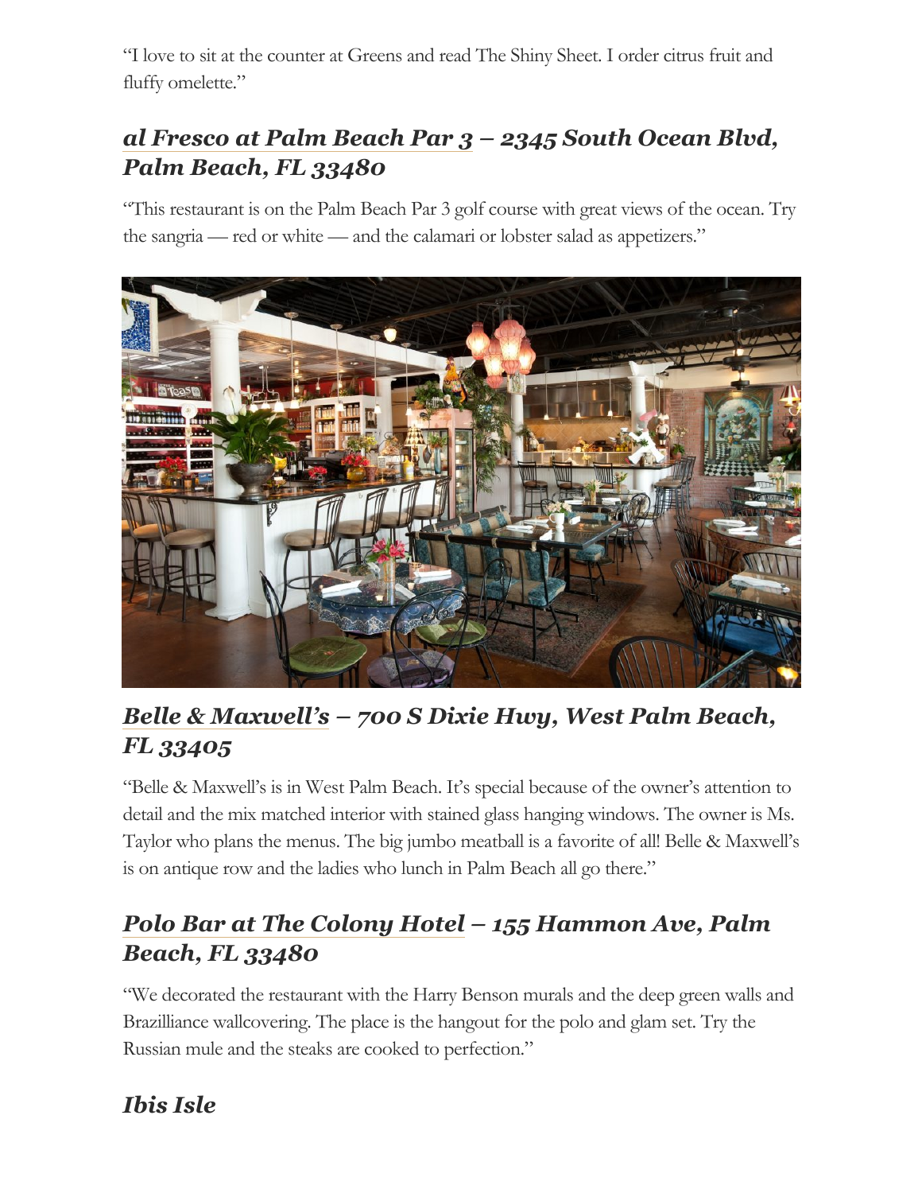"I love to sit at the counter at Greens and read The Shiny Sheet. I order citrus fruit and fluffy omelette."

## *al Fresco at Palm Beach Par 3 – 2345 South Ocean Blvd, Palm Beach, FL 33480*

"This restaurant is on the Palm Beach Par 3 golf course with great views of the ocean. Try the sangria — red or white — and the calamari or lobster salad as appetizers."

## *Belle & Maxwell's – 700 S Dixie Hwy, West Palm Beach, FL 33405*

"Belle & Maxwell's is in West Palm Beach. It's special because of the owner's attention to detail and the mix matched interior with stained glass hanging windows. The owner is Ms. Taylor who plans the menus. The big jumbo meatball is a favorite of all! Belle & Maxwell's is on antique row and the ladies who lunch in Palm Beach all go there."

## *Polo Bar at The Colony Hotel – 155 Hammon Ave, Palm Beach, FL 33480*

"We decorated the restaurant with the Harry Benson murals and the deep green walls and Brazilliance wallcovering. The place is the hangout for the polo and glam set. Try the Russian mule and the steaks are cooked to perfection."

## *Ibis Isle*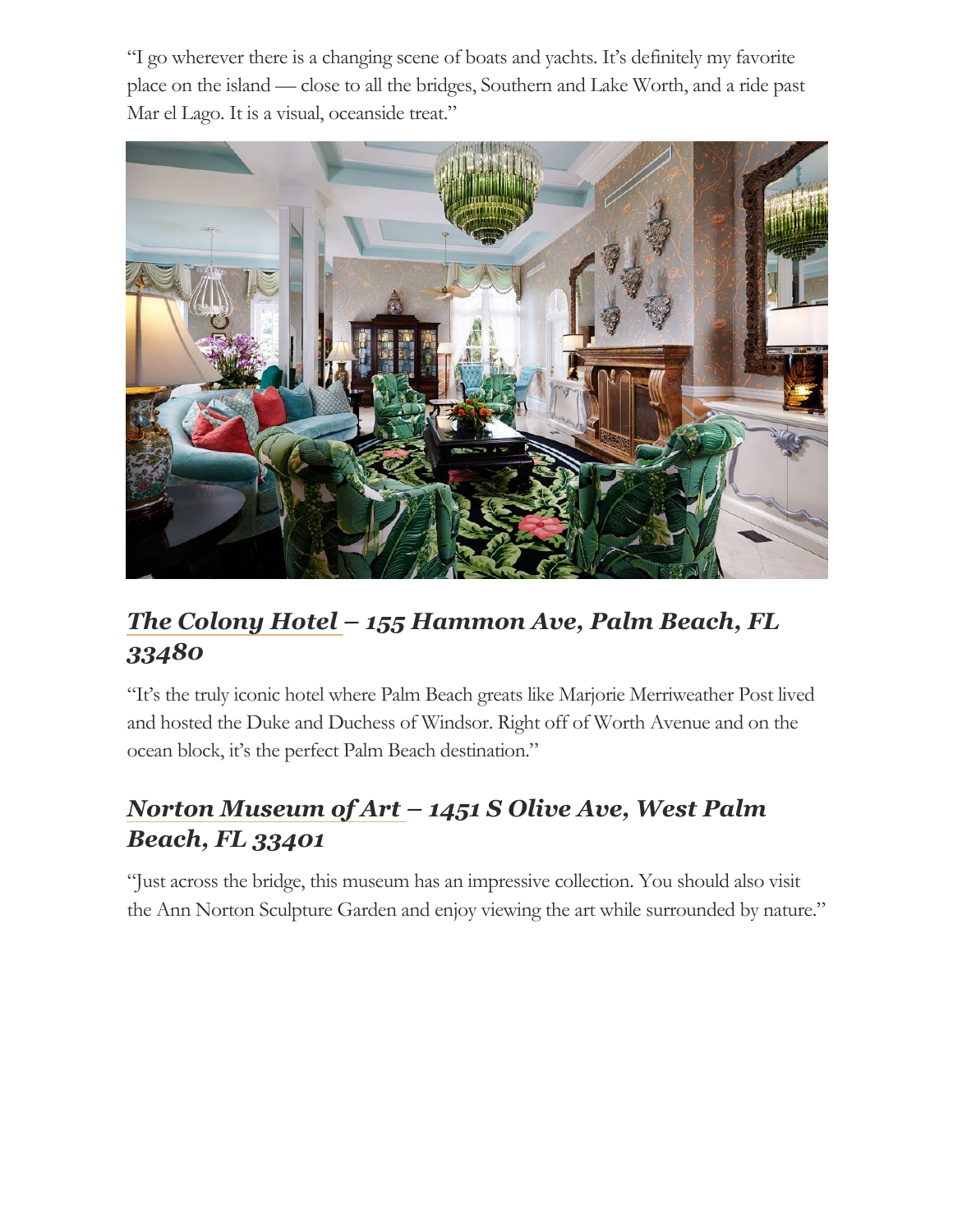"I go wherever there is a changing scene of boats and yachts. It's definitely my favorite place on the island — close to all the bridges, Southern and Lake Worth, and a ride past Mar el Lago. It is a visual, oceanside treat."

## *The Colony Hotel – 155 Hammon Ave, Palm Beach, FL 33480*

"It's the truly iconic hotel where Palm Beach greats like Marjorie Merriweather Post lived and hosted the Duke and Duchess of Windsor. Right off of Worth Avenue and on the ocean block, it's the perfect Palm Beach destination."

## *Norton Museum of Art – 1451 S Olive Ave, West Palm Beach, FL 33401*

"Just across the bridge, this museum has an impressive collection. You should also visit the Ann Norton Sculpture Garden and enjoy viewing the art while surrounded by nature."